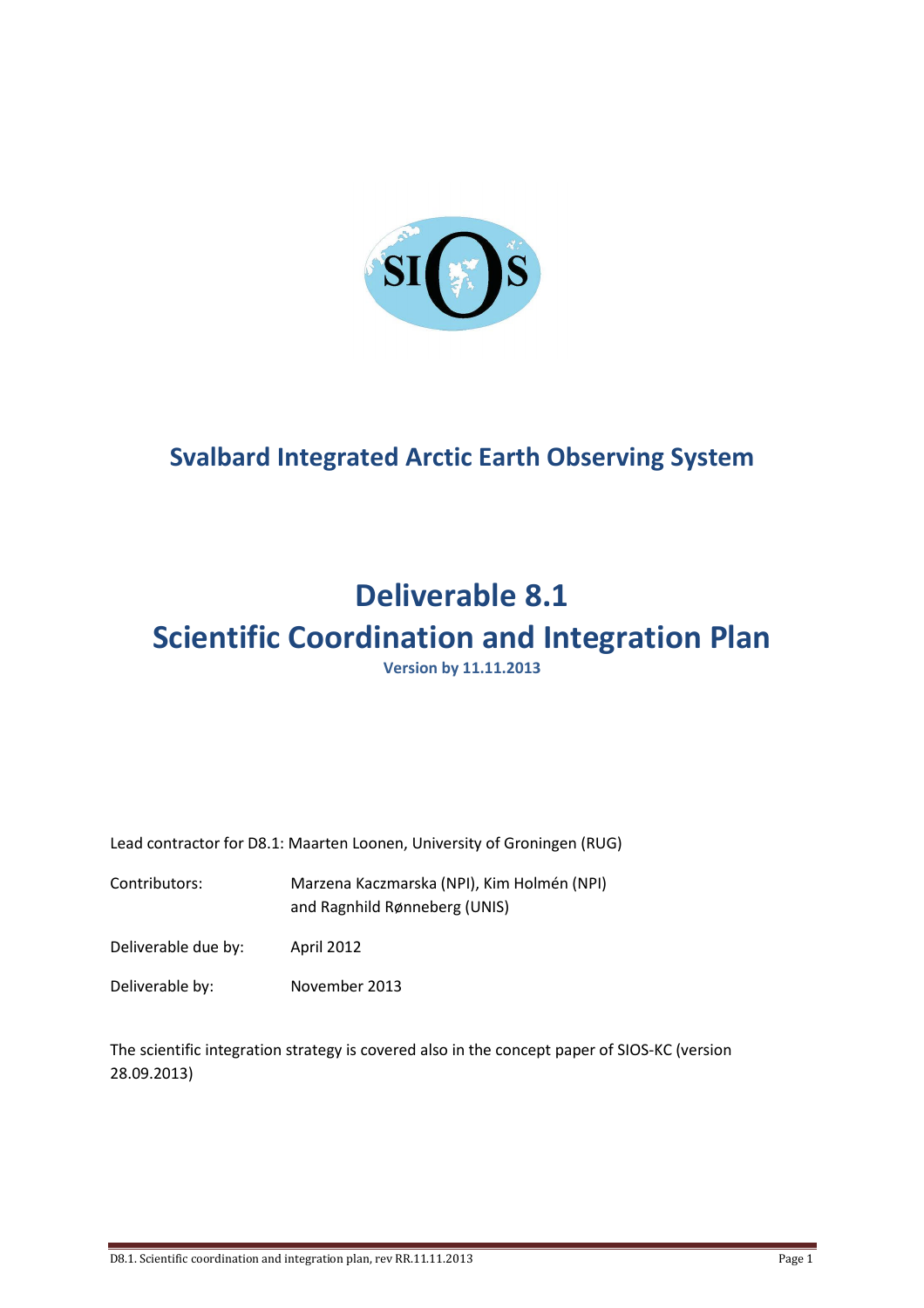# Svalbard Integrated Arctic Earth Observing System

# Deliverable 8.1
# Scientific Coordination and Integration Plan

**Version by 11.11.2013**

Lead contractor for D8.1: Maarten Loonen, University of Groningen (RUG)

Contributors: Marzena Kaczmarska (NPI), Kim Holmén (NPI) and Ragnhild Rønneberg (UNIS)

Deliverable due by: April 2012

Deliverable by: November 2013

The scientific integration strategy is covered also in the concept paper of SIOS-KC (version 28.09.2013)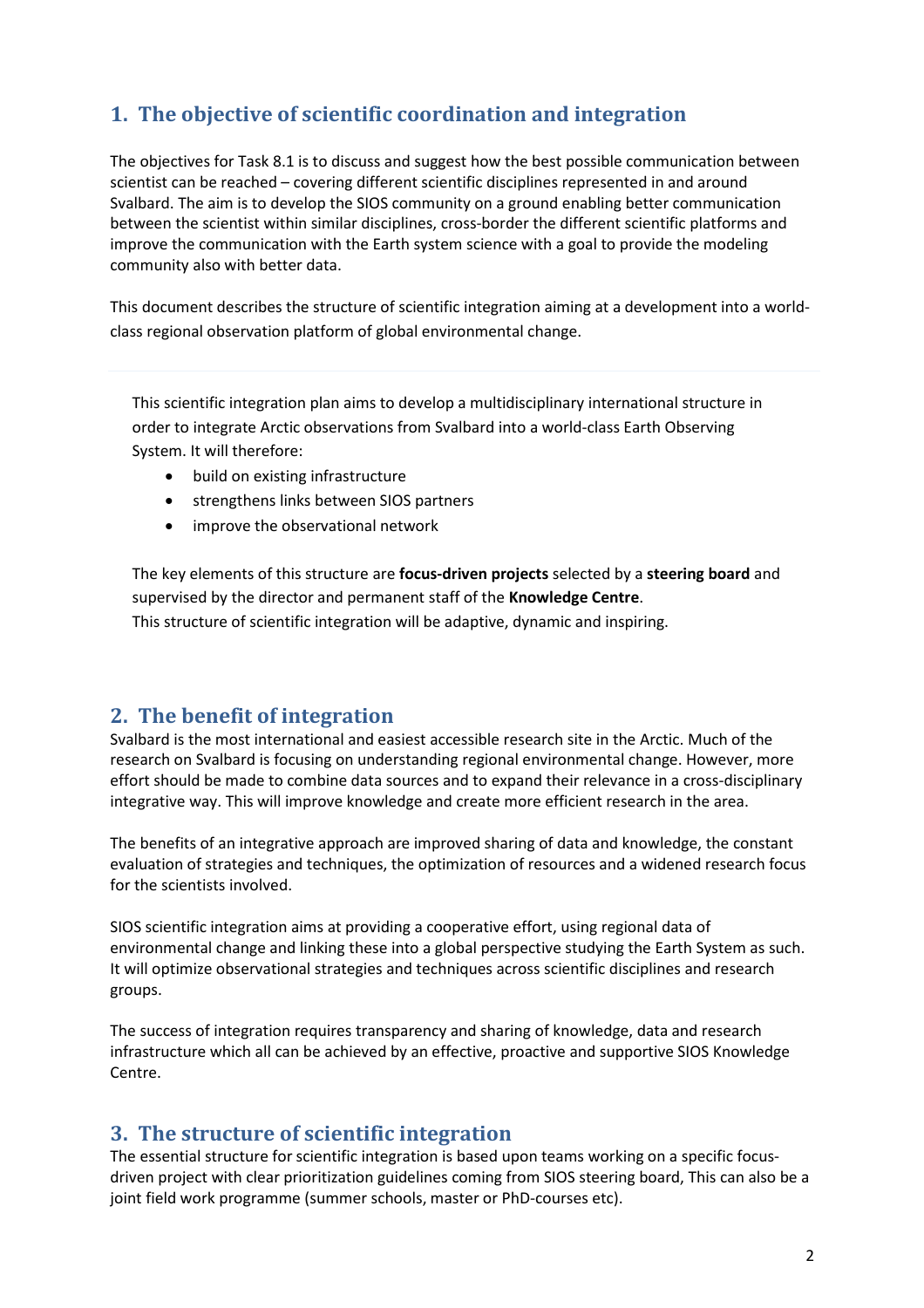## 1. The objective of scientific coordination and integration

The objectives for Task 8.1 is to discuss and suggest how the best possible communication between scientist can be reached – covering different scientific disciplines represented in and around Svalbard. The aim is to develop the SIOS community on a ground enabling better communication between the scientist within similar disciplines, cross-border the different scientific platforms and improve the communication with the Earth system science with a goal to provide the modeling community also with better data.

This document describes the structure of scientific integration aiming at a development into a world-class regional observation platform of global environmental change.

This scientific integration plan aims to develop a multidisciplinary international structure in order to integrate Arctic observations from Svalbard into a world-class Earth Observing System. It will therefore:

- build on existing infrastructure
- strengthens links between SIOS partners
- improve the observational network

The key elements of this structure are **focus-driven projects** selected by a **steering board** and supervised by the director and permanent staff of the **Knowledge Centre**.
This structure of scientific integration will be adaptive, dynamic and inspiring.

## 2. The benefit of integration

Svalbard is the most international and easiest accessible research site in the Arctic. Much of the research on Svalbard is focusing on understanding regional environmental change. However, more effort should be made to combine data sources and to expand their relevance in a cross-disciplinary integrative way. This will improve knowledge and create more efficient research in the area.

The benefits of an integrative approach are improved sharing of data and knowledge, the constant evaluation of strategies and techniques, the optimization of resources and a widened research focus for the scientists involved.

SIOS scientific integration aims at providing a cooperative effort, using regional data of environmental change and linking these into a global perspective studying the Earth System as such. It will optimize observational strategies and techniques across scientific disciplines and research groups.

The success of integration requires transparency and sharing of knowledge, data and research infrastructure which all can be achieved by an effective, proactive and supportive SIOS Knowledge Centre.

## 3. The structure of scientific integration

The essential structure for scientific integration is based upon teams working on a specific focus-driven project with clear prioritization guidelines coming from SIOS steering board, This can also be a joint field work programme (summer schools, master or PhD-courses etc).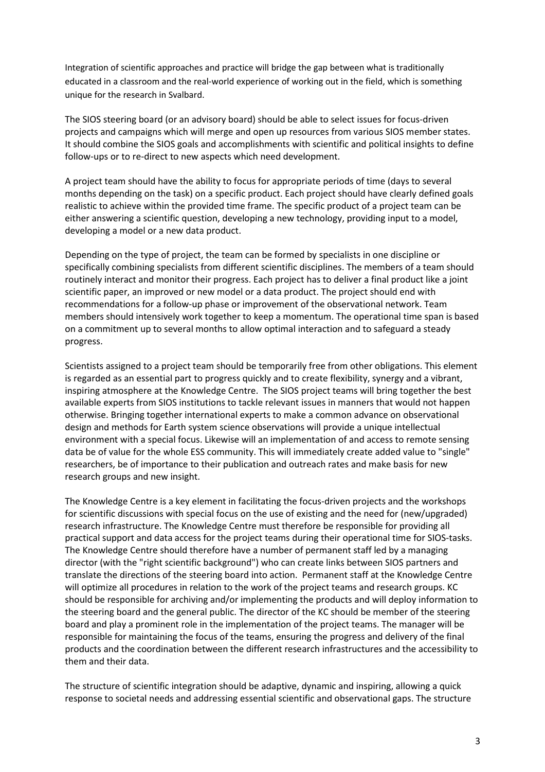Integration of scientific approaches and practice will bridge the gap between what is traditionally educated in a classroom and the real-world experience of working out in the field, which is something unique for the research in Svalbard.

The SIOS steering board (or an advisory board) should be able to select issues for focus-driven projects and campaigns which will merge and open up resources from various SIOS member states. It should combine the SIOS goals and accomplishments with scientific and political insights to define follow-ups or to re-direct to new aspects which need development.

A project team should have the ability to focus for appropriate periods of time (days to several months depending on the task) on a specific product. Each project should have clearly defined goals realistic to achieve within the provided time frame. The specific product of a project team can be either answering a scientific question, developing a new technology, providing input to a model, developing a model or a new data product.

Depending on the type of project, the team can be formed by specialists in one discipline or specifically combining specialists from different scientific disciplines. The members of a team should routinely interact and monitor their progress. Each project has to deliver a final product like a joint scientific paper, an improved or new model or a data product. The project should end with recommendations for a follow-up phase or improvement of the observational network. Team members should intensively work together to keep a momentum. The operational time span is based on a commitment up to several months to allow optimal interaction and to safeguard a steady progress.

Scientists assigned to a project team should be temporarily free from other obligations. This element is regarded as an essential part to progress quickly and to create flexibility, synergy and a vibrant, inspiring atmosphere at the Knowledge Centre. The SIOS project teams will bring together the best available experts from SIOS institutions to tackle relevant issues in manners that would not happen otherwise. Bringing together international experts to make a common advance on observational design and methods for Earth system science observations will provide a unique intellectual environment with a special focus. Likewise will an implementation of and access to remote sensing data be of value for the whole ESS community. This will immediately create added value to "single" researchers, be of importance to their publication and outreach rates and make basis for new research groups and new insight.

The Knowledge Centre is a key element in facilitating the focus-driven projects and the workshops for scientific discussions with special focus on the use of existing and the need for (new/upgraded) research infrastructure. The Knowledge Centre must therefore be responsible for providing all practical support and data access for the project teams during their operational time for SIOS-tasks. The Knowledge Centre should therefore have a number of permanent staff led by a managing director (with the "right scientific background") who can create links between SIOS partners and translate the directions of the steering board into action. Permanent staff at the Knowledge Centre will optimize all procedures in relation to the work of the project teams and research groups. KC should be responsible for archiving and/or implementing the products and will deploy information to the steering board and the general public. The director of the KC should be member of the steering board and play a prominent role in the implementation of the project teams. The manager will be responsible for maintaining the focus of the teams, ensuring the progress and delivery of the final products and the coordination between the different research infrastructures and the accessibility to them and their data.

The structure of scientific integration should be adaptive, dynamic and inspiring, allowing a quick response to societal needs and addressing essential scientific and observational gaps. The structure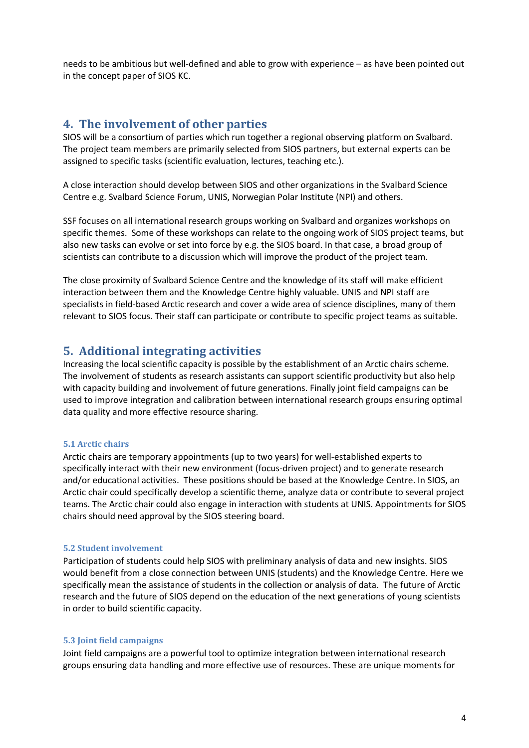needs to be ambitious but well-defined and able to grow with experience – as have been pointed out in the concept paper of SIOS KC.

## 4. The involvement of other parties

SIOS will be a consortium of parties which run together a regional observing platform on Svalbard. The project team members are primarily selected from SIOS partners, but external experts can be assigned to specific tasks (scientific evaluation, lectures, teaching etc.).

A close interaction should develop between SIOS and other organizations in the Svalbard Science Centre e.g. Svalbard Science Forum, UNIS, Norwegian Polar Institute (NPI) and others.

SSF focuses on all international research groups working on Svalbard and organizes workshops on specific themes. Some of these workshops can relate to the ongoing work of SIOS project teams, but also new tasks can evolve or set into force by e.g. the SIOS board. In that case, a broad group of scientists can contribute to a discussion which will improve the product of the project team.

The close proximity of Svalbard Science Centre and the knowledge of its staff will make efficient interaction between them and the Knowledge Centre highly valuable. UNIS and NPI staff are specialists in field-based Arctic research and cover a wide area of science disciplines, many of them relevant to SIOS focus. Their staff can participate or contribute to specific project teams as suitable.

## 5. Additional integrating activities

Increasing the local scientific capacity is possible by the establishment of an Arctic chairs scheme. The involvement of students as research assistants can support scientific productivity but also help with capacity building and involvement of future generations. Finally joint field campaigns can be used to improve integration and calibration between international research groups ensuring optimal data quality and more effective resource sharing.

### 5.1 Arctic chairs

Arctic chairs are temporary appointments (up to two years) for well-established experts to specifically interact with their new environment (focus-driven project) and to generate research and/or educational activities. These positions should be based at the Knowledge Centre. In SIOS, an Arctic chair could specifically develop a scientific theme, analyze data or contribute to several project teams. The Arctic chair could also engage in interaction with students at UNIS. Appointments for SIOS chairs should need approval by the SIOS steering board.

### 5.2 Student involvement

Participation of students could help SIOS with preliminary analysis of data and new insights. SIOS would benefit from a close connection between UNIS (students) and the Knowledge Centre. Here we specifically mean the assistance of students in the collection or analysis of data. The future of Arctic research and the future of SIOS depend on the education of the next generations of young scientists in order to build scientific capacity.

### 5.3 Joint field campaigns

Joint field campaigns are a powerful tool to optimize integration between international research groups ensuring data handling and more effective use of resources. These are unique moments for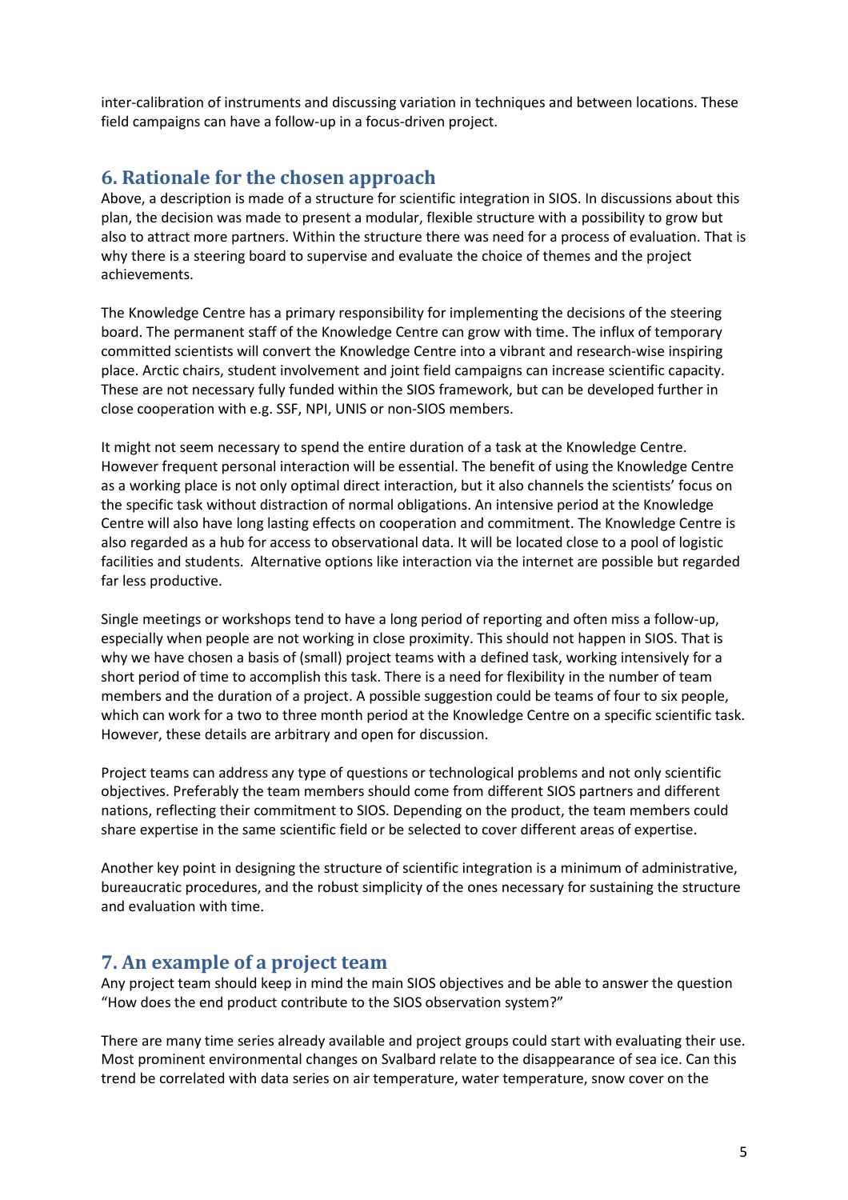inter-calibration of instruments and discussing variation in techniques and between locations. These field campaigns can have a follow-up in a focus-driven project.

## 6. Rationale for the chosen approach

Above, a description is made of a structure for scientific integration in SIOS. In discussions about this plan, the decision was made to present a modular, flexible structure with a possibility to grow but also to attract more partners. Within the structure there was need for a process of evaluation. That is why there is a steering board to supervise and evaluate the choice of themes and the project achievements.

The Knowledge Centre has a primary responsibility for implementing the decisions of the steering board. The permanent staff of the Knowledge Centre can grow with time. The influx of temporary committed scientists will convert the Knowledge Centre into a vibrant and research-wise inspiring place. Arctic chairs, student involvement and joint field campaigns can increase scientific capacity. These are not necessary fully funded within the SIOS framework, but can be developed further in close cooperation with e.g. SSF, NPI, UNIS or non-SIOS members.

It might not seem necessary to spend the entire duration of a task at the Knowledge Centre. However frequent personal interaction will be essential. The benefit of using the Knowledge Centre as a working place is not only optimal direct interaction, but it also channels the scientists' focus on the specific task without distraction of normal obligations. An intensive period at the Knowledge Centre will also have long lasting effects on cooperation and commitment. The Knowledge Centre is also regarded as a hub for access to observational data. It will be located close to a pool of logistic facilities and students. Alternative options like interaction via the internet are possible but regarded far less productive.

Single meetings or workshops tend to have a long period of reporting and often miss a follow-up, especially when people are not working in close proximity. This should not happen in SIOS. That is why we have chosen a basis of (small) project teams with a defined task, working intensively for a short period of time to accomplish this task. There is a need for flexibility in the number of team members and the duration of a project. A possible suggestion could be teams of four to six people, which can work for a two to three month period at the Knowledge Centre on a specific scientific task. However, these details are arbitrary and open for discussion.

Project teams can address any type of questions or technological problems and not only scientific objectives. Preferably the team members should come from different SIOS partners and different nations, reflecting their commitment to SIOS. Depending on the product, the team members could share expertise in the same scientific field or be selected to cover different areas of expertise.

Another key point in designing the structure of scientific integration is a minimum of administrative, bureaucratic procedures, and the robust simplicity of the ones necessary for sustaining the structure and evaluation with time.

## 7. An example of a project team

Any project team should keep in mind the main SIOS objectives and be able to answer the question "How does the end product contribute to the SIOS observation system?"

There are many time series already available and project groups could start with evaluating their use. Most prominent environmental changes on Svalbard relate to the disappearance of sea ice. Can this trend be correlated with data series on air temperature, water temperature, snow cover on the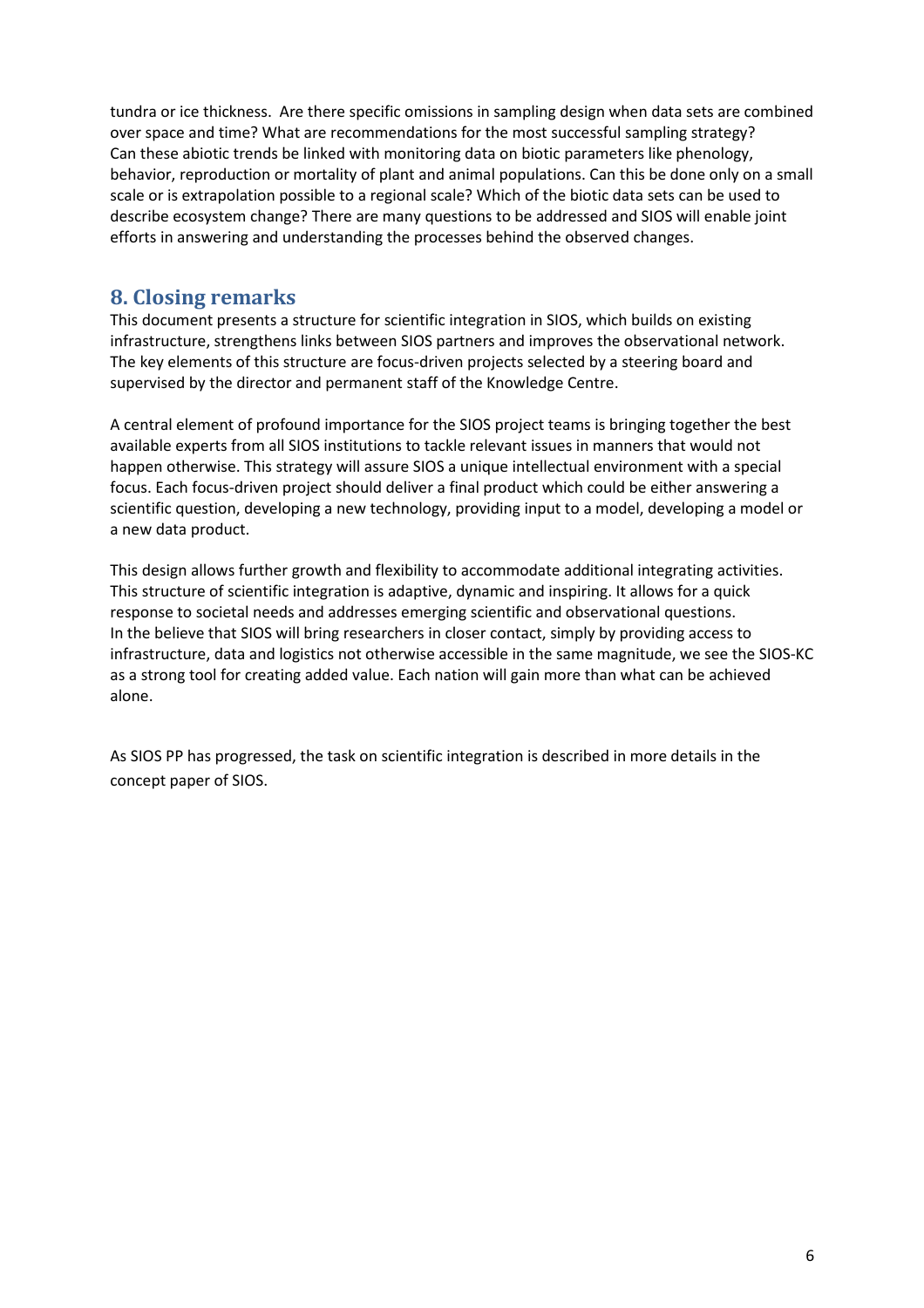tundra or ice thickness. Are there specific omissions in sampling design when data sets are combined over space and time? What are recommendations for the most successful sampling strategy? Can these abiotic trends be linked with monitoring data on biotic parameters like phenology, behavior, reproduction or mortality of plant and animal populations. Can this be done only on a small scale or is extrapolation possible to a regional scale? Which of the biotic data sets can be used to describe ecosystem change? There are many questions to be addressed and SIOS will enable joint efforts in answering and understanding the processes behind the observed changes.

## 8. Closing remarks

This document presents a structure for scientific integration in SIOS, which builds on existing infrastructure, strengthens links between SIOS partners and improves the observational network. The key elements of this structure are focus-driven projects selected by a steering board and supervised by the director and permanent staff of the Knowledge Centre.

A central element of profound importance for the SIOS project teams is bringing together the best available experts from all SIOS institutions to tackle relevant issues in manners that would not happen otherwise. This strategy will assure SIOS a unique intellectual environment with a special focus. Each focus-driven project should deliver a final product which could be either answering a scientific question, developing a new technology, providing input to a model, developing a model or a new data product.

This design allows further growth and flexibility to accommodate additional integrating activities. This structure of scientific integration is adaptive, dynamic and inspiring. It allows for a quick response to societal needs and addresses emerging scientific and observational questions. In the believe that SIOS will bring researchers in closer contact, simply by providing access to infrastructure, data and logistics not otherwise accessible in the same magnitude, we see the SIOS-KC as a strong tool for creating added value. Each nation will gain more than what can be achieved alone.

As SIOS PP has progressed, the task on scientific integration is described in more details in the concept paper of SIOS.